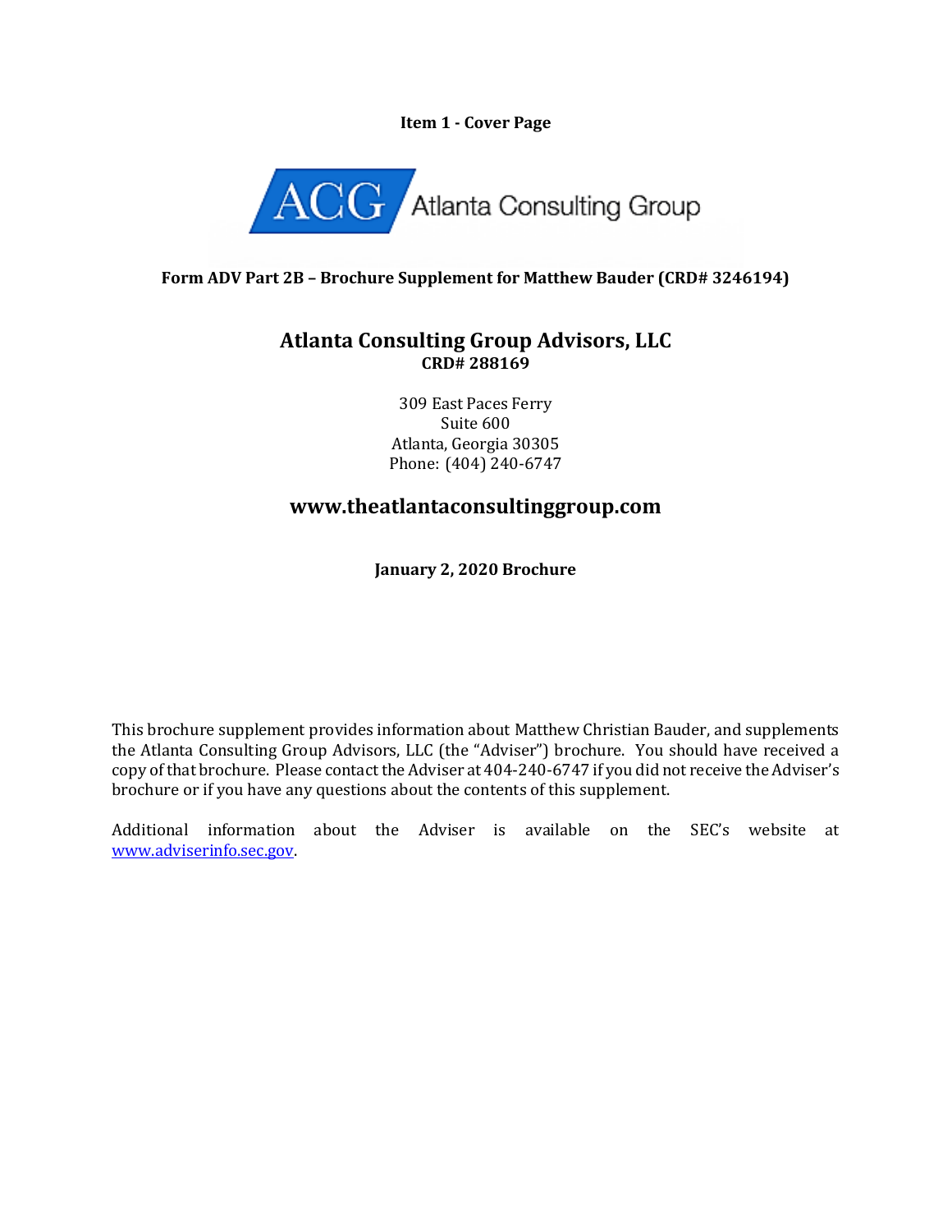**Item 1 - Cover Page**

ACG Atlanta Consulting Group

**Form ADV Part 2B – Brochure Supplement for Matthew Bauder (CRD# 3246194)**

## Atlanta Consulting Group Advisors, LLC

**CRD# 288169**

309 East Paces Ferry
Suite 600
Atlanta, Georgia 30305
Phone: (404) 240-6747

## www.theatlantaconsultinggroup.com

**January 2, 2020 Brochure**

This brochure supplement provides information about Matthew Christian Bauder, and supplements the Atlanta Consulting Group Advisors, LLC (the "Adviser") brochure. You should have received a copy of that brochure. Please contact the Adviser at 404-240-6747 if you did not receive the Adviser's brochure or if you have any questions about the contents of this supplement.

Additional information about the Adviser is available on the SEC's website at www.adviserinfo.sec.gov.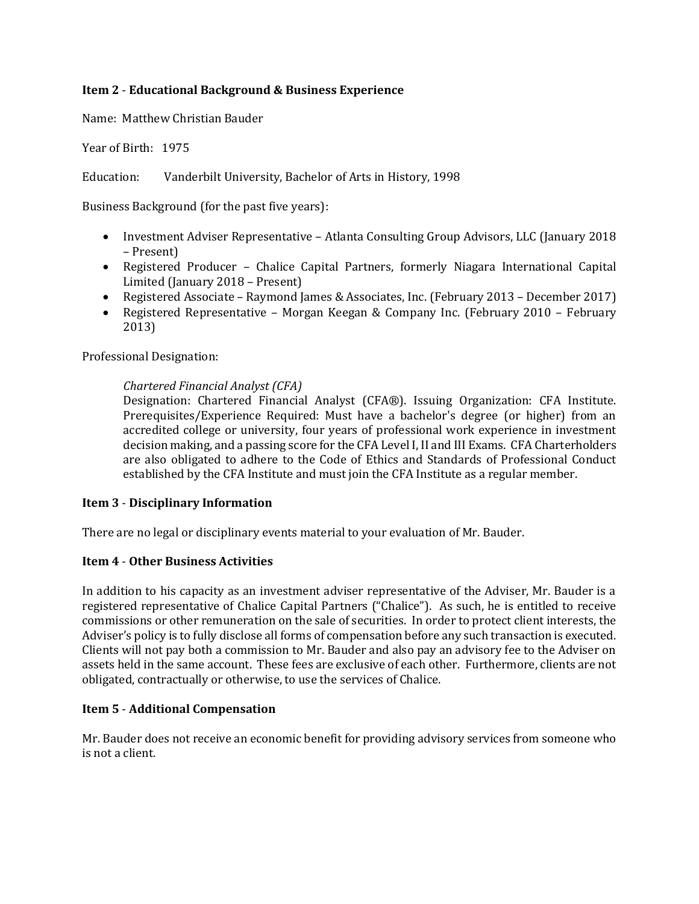## Item 2 - Educational Background & Business Experience

Name: Matthew Christian Bauder

Year of Birth: 1975

Education: Vanderbilt University, Bachelor of Arts in History, 1998

Business Background (for the past five years):

- Investment Adviser Representative – Atlanta Consulting Group Advisors, LLC (January 2018 – Present)
- Registered Producer – Chalice Capital Partners, formerly Niagara International Capital Limited (January 2018 – Present)
- Registered Associate – Raymond James & Associates, Inc. (February 2013 – December 2017)
- Registered Representative – Morgan Keegan & Company Inc. (February 2010 – February 2013)

Professional Designation:

*Chartered Financial Analyst (CFA)*
Designation: Chartered Financial Analyst (CFA®). Issuing Organization: CFA Institute. Prerequisites/Experience Required: Must have a bachelor's degree (or higher) from an accredited college or university, four years of professional work experience in investment decision making, and a passing score for the CFA Level I, II and III Exams. CFA Charterholders are also obligated to adhere to the Code of Ethics and Standards of Professional Conduct established by the CFA Institute and must join the CFA Institute as a regular member.

## Item 3 - Disciplinary Information

There are no legal or disciplinary events material to your evaluation of Mr. Bauder.

## Item 4 - Other Business Activities

In addition to his capacity as an investment adviser representative of the Adviser, Mr. Bauder is a registered representative of Chalice Capital Partners ("Chalice"). As such, he is entitled to receive commissions or other remuneration on the sale of securities. In order to protect client interests, the Adviser's policy is to fully disclose all forms of compensation before any such transaction is executed. Clients will not pay both a commission to Mr. Bauder and also pay an advisory fee to the Adviser on assets held in the same account. These fees are exclusive of each other. Furthermore, clients are not obligated, contractually or otherwise, to use the services of Chalice.

## Item 5 - Additional Compensation

Mr. Bauder does not receive an economic benefit for providing advisory services from someone who is not a client.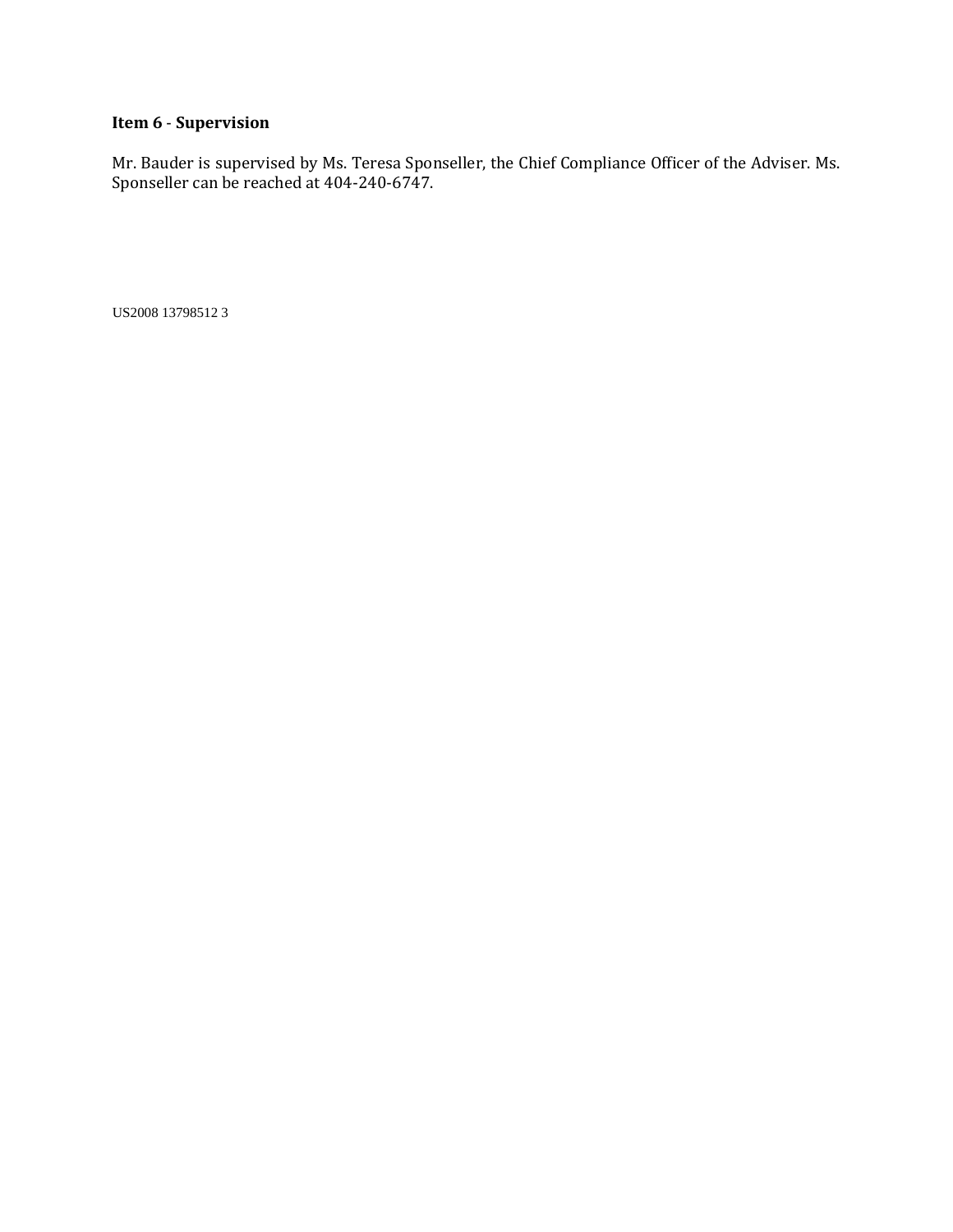**Item 6 - Supervision**

Mr. Bauder is supervised by Ms. Teresa Sponseller, the Chief Compliance Officer of the Adviser. Ms. Sponseller can be reached at 404-240-6747.

US2008 13798512 3